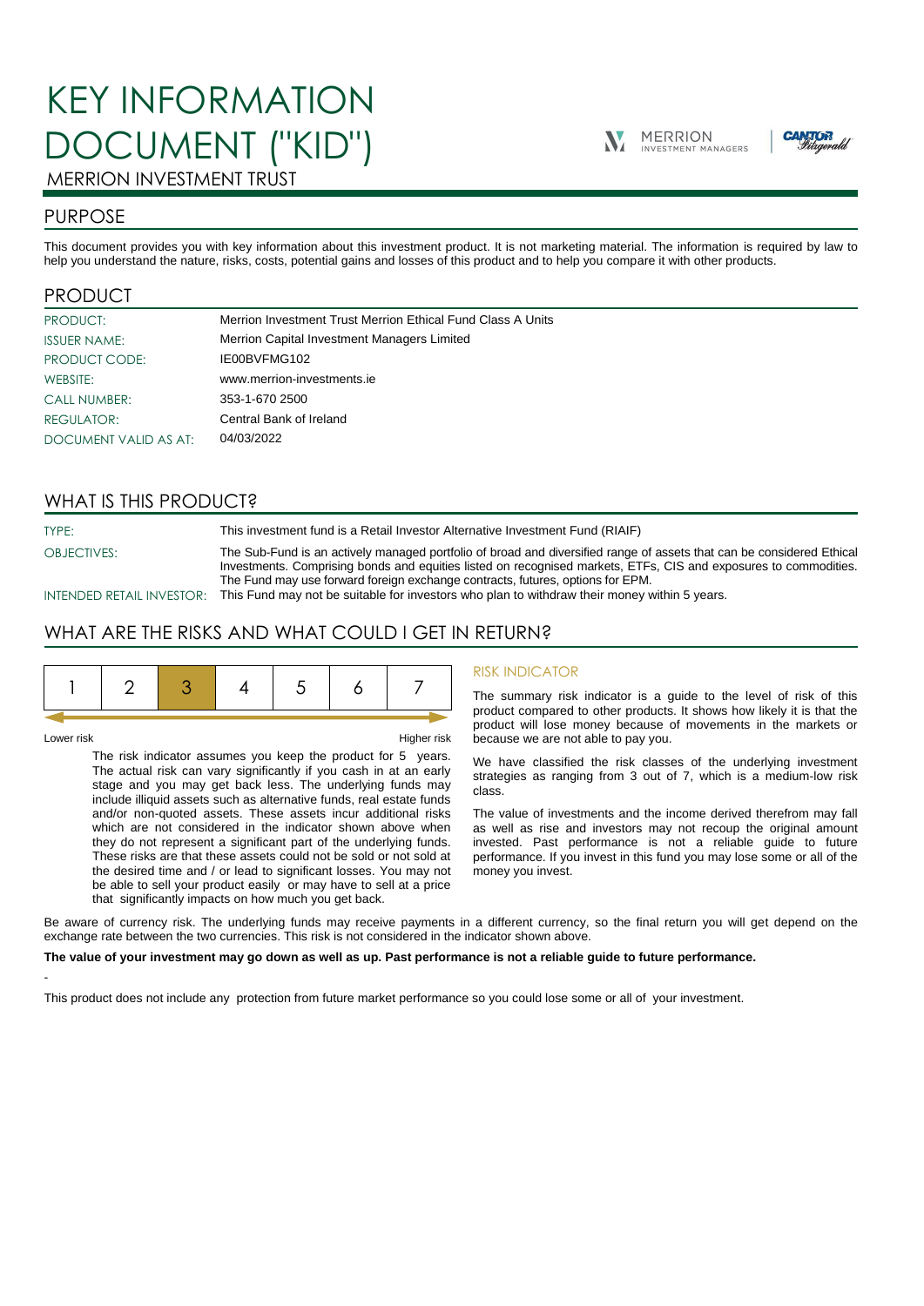# KEY INFORMATION DOCUMENT ("KID")

MERRION INVESTMENT TRUST

## PURPOSE

This document provides you with key information about this investment product. It is not marketing material. The information is required by law to help you understand the nature, risks, costs, potential gains and losses of this product and to help you compare it with other products.

## PRODUCT

| | |
|---|---|
| PRODUCT: | Merrion Investment Trust Merrion Ethical Fund Class A Units |
| ISSUER NAME: | Merrion Capital Investment Managers Limited |
| PRODUCT CODE: | IE00BVFMG102 |
| WEBSITE: | www.merrion-investments.ie |
| CALL NUMBER: | 353-1-670 2500 |
| REGULATOR: | Central Bank of Ireland |
| DOCUMENT VALID AS AT: | 04/03/2022 |

## WHAT IS THIS PRODUCT?

| | |
|---|---|
| TYPE: | This investment fund is a Retail Investor Alternative Investment Fund (RIAIF) |
| OBJECTIVES: | The Sub-Fund is an actively managed portfolio of broad and diversified range of assets that can be considered Ethical Investments. Comprising bonds and equities listed on recognised markets, ETFs, CIS and exposures to commodities. The Fund may use forward foreign exchange contracts, futures, options for EPM. |
| INTENDED RETAIL INVESTOR: | This Fund may not be suitable for investors who plan to withdraw their money within 5 years. |

## WHAT ARE THE RISKS AND WHAT COULD I GET IN RETURN?

| 1 | 2 | **3** | 4 | 5 | 6 | 7 |
|---|---|---|---|---|---|---|

Lower risk — Higher risk

The risk indicator assumes you keep the product for 5 years. The actual risk can vary significantly if you cash in at an early stage and you may get back less. The underlying funds may include illiquid assets such as alternative funds, real estate funds and/or non-quoted assets. These assets incur additional risks which are not considered in the indicator shown above when they do not represent a significant part of the underlying funds. These risks are that these assets could not be sold or not sold at the desired time and / or lead to significant losses. You may not be able to sell your product easily or may have to sell at a price that significantly impacts on how much you get back.

### RISK INDICATOR

The summary risk indicator is a guide to the level of risk of this product compared to other products. It shows how likely it is that the product will lose money because of movements in the markets or because we are not able to pay you.

We have classified the risk classes of the underlying investment strategies as ranging from 3 out of 7, which is a medium-low risk class.

The value of investments and the income derived therefrom may fall as well as rise and investors may not recoup the original amount invested. Past performance is not a reliable guide to future performance. If you invest in this fund you may lose some or all of the money you invest.

Be aware of currency risk. The underlying funds may receive payments in a different currency, so the final return you will get depend on the exchange rate between the two currencies. This risk is not considered in the indicator shown above.

**The value of your investment may go down as well as up. Past performance is not a reliable guide to future performance.**

-

This product does not include any protection from future market performance so you could lose some or all of your investment.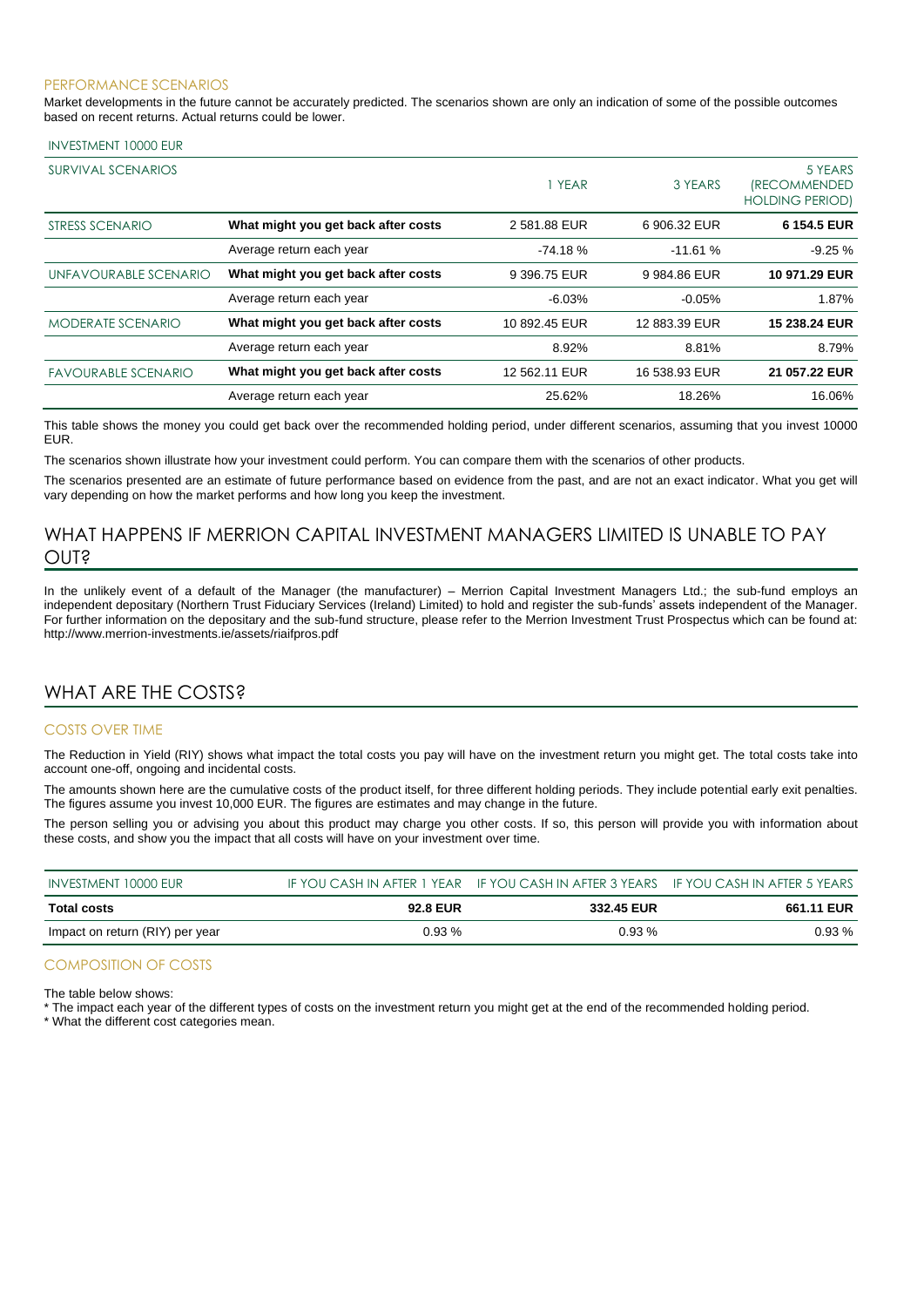### PERFORMANCE SCENARIOS

Market developments in the future cannot be accurately predicted. The scenarios shown are only an indication of some of the possible outcomes based on recent returns. Actual returns could be lower.

| INVESTMENT 10000 EUR | | | | |
|---|---|---|---|---|
| SURVIVAL SCENARIOS | | 1 YEAR | 3 YEARS | 5 YEARS (RECOMMENDED HOLDING PERIOD) |
| STRESS SCENARIO | **What might you get back after costs** | 2 581.88 EUR | 6 906.32 EUR | **6 154.5 EUR** |
| | Average return each year | -74.18 % | -11.61 % | -9.25 % |
| UNFAVOURABLE SCENARIO | **What might you get back after costs** | 9 396.75 EUR | 9 984.86 EUR | **10 971.29 EUR** |
| | Average return each year | -6.03% | -0.05% | 1.87% |
| MODERATE SCENARIO | **What might you get back after costs** | 10 892.45 EUR | 12 883.39 EUR | **15 238.24 EUR** |
| | Average return each year | 8.92% | 8.81% | 8.79% |
| FAVOURABLE SCENARIO | **What might you get back after costs** | 12 562.11 EUR | 16 538.93 EUR | **21 057.22 EUR** |
| | Average return each year | 25.62% | 18.26% | 16.06% |

This table shows the money you could get back over the recommended holding period, under different scenarios, assuming that you invest 10000 EUR.

The scenarios shown illustrate how your investment could perform. You can compare them with the scenarios of other products.

The scenarios presented are an estimate of future performance based on evidence from the past, and are not an exact indicator. What you get will vary depending on how the market performs and how long you keep the investment.

## WHAT HAPPENS IF MERRION CAPITAL INVESTMENT MANAGERS LIMITED IS UNABLE TO PAY OUT?

In the unlikely event of a default of the Manager (the manufacturer) – Merrion Capital Investment Managers Ltd.; the sub-fund employs an independent depositary (Northern Trust Fiduciary Services (Ireland) Limited) to hold and register the sub-funds' assets independent of the Manager. For further information on the depositary and the sub-fund structure, please refer to the Merrion Investment Trust Prospectus which can be found at: http://www.merrion-investments.ie/assets/riaifpros.pdf

## WHAT ARE THE COSTS?

### COSTS OVER TIME

The Reduction in Yield (RIY) shows what impact the total costs you pay will have on the investment return you might get. The total costs take into account one-off, ongoing and incidental costs.

The amounts shown here are the cumulative costs of the product itself, for three different holding periods. They include potential early exit penalties. The figures assume you invest 10,000 EUR. The figures are estimates and may change in the future.

The person selling you or advising you about this product may charge you other costs. If so, this person will provide you with information about these costs, and show you the impact that all costs will have on your investment over time.

| INVESTMENT 10000 EUR | IF YOU CASH IN AFTER 1 YEAR | IF YOU CASH IN AFTER 3 YEARS | IF YOU CASH IN AFTER 5 YEARS |
|---|---|---|---|
| **Total costs** | **92.8 EUR** | **332.45 EUR** | **661.11 EUR** |
| Impact on return (RIY) per year | 0.93 % | 0.93 % | 0.93 % |

### COMPOSITION OF COSTS

The table below shows:

* The impact each year of the different types of costs on the investment return you might get at the end of the recommended holding period.
* What the different cost categories mean.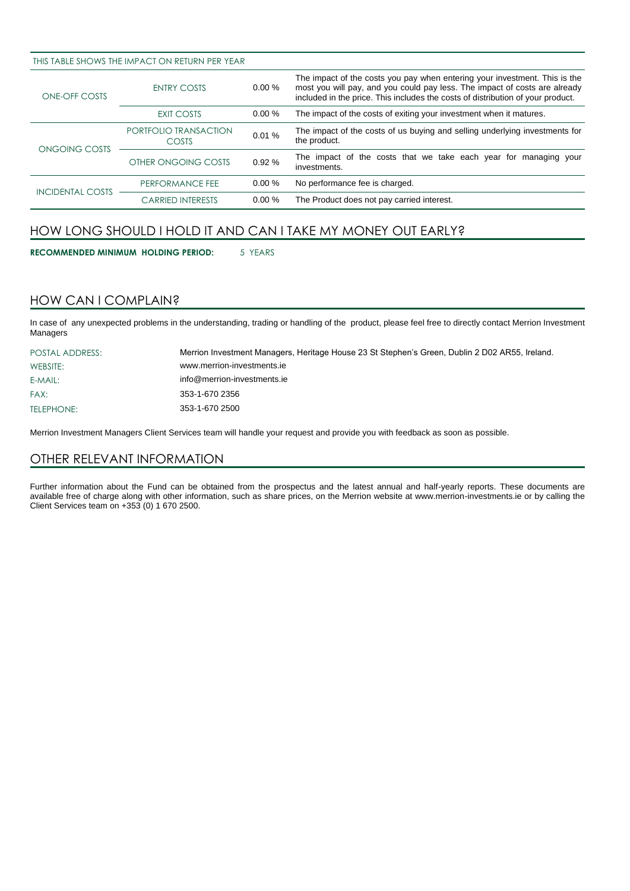| THIS TABLE SHOWS THE IMPACT ON RETURN PER YEAR | | | |
| --- | --- | --- | --- |
| ONE-OFF COSTS | ENTRY COSTS | 0.00 % | The impact of the costs you pay when entering your investment. This is the most you will pay, and you could pay less. The impact of costs are already included in the price. This includes the costs of distribution of your product. |
| | EXIT COSTS | 0.00 % | The impact of the costs of exiting your investment when it matures. |
| ONGOING COSTS | PORTFOLIO TRANSACTION COSTS | 0.01 % | The impact of the costs of us buying and selling underlying investments for the product. |
| | OTHER ONGOING COSTS | 0.92 % | The impact of the costs that we take each year for managing your investments. |
| INCIDENTAL COSTS | PERFORMANCE FEE | 0.00 % | No performance fee is charged. |
| | CARRIED INTERESTS | 0.00 % | The Product does not pay carried interest. |

## HOW LONG SHOULD I HOLD IT AND CAN I TAKE MY MONEY OUT EARLY?

**RECOMMENDED MINIMUM HOLDING PERIOD:** 5 YEARS

## HOW CAN I COMPLAIN?

In case of any unexpected problems in the understanding, trading or handling of the product, please feel free to directly contact Merrion Investment Managers

| | |
| --- | --- |
| POSTAL ADDRESS: | Merrion Investment Managers, Heritage House 23 St Stephen's Green, Dublin 2 D02 AR55, Ireland. |
| WEBSITE: | www.merrion-investments.ie |
| E-MAIL: | info@merrion-investments.ie |
| FAX: | 353-1-670 2356 |
| TELEPHONE: | 353-1-670 2500 |

Merrion Investment Managers Client Services team will handle your request and provide you with feedback as soon as possible.

## OTHER RELEVANT INFORMATION

Further information about the Fund can be obtained from the prospectus and the latest annual and half-yearly reports. These documents are available free of charge along with other information, such as share prices, on the Merrion website at www.merrion-investments.ie or by calling the Client Services team on +353 (0) 1 670 2500.